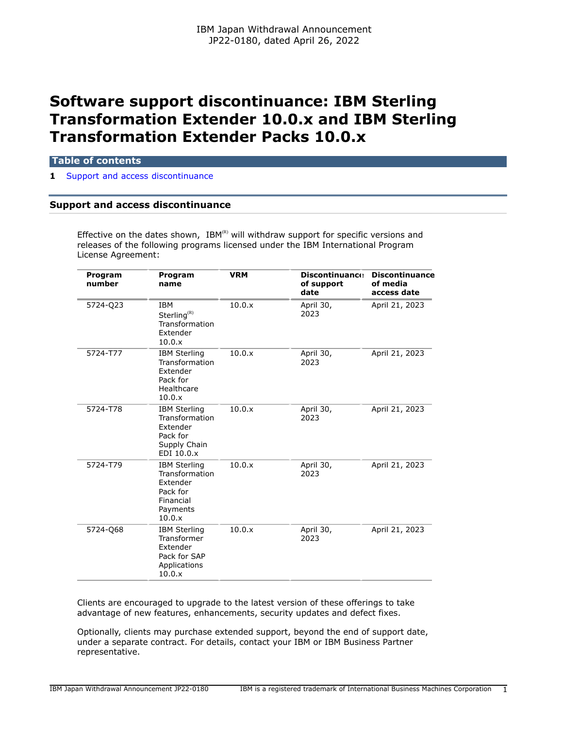IBM Japan Withdrawal Announcement
JP22-0180, dated April 26, 2022

# Software support discontinuance: IBM Sterling Transformation Extender 10.0.x and IBM Sterling Transformation Extender Packs 10.0.x

## Table of contents

**1** Support and access discontinuance

## Support and access discontinuance

Effective on the dates shown, IBM(R) will withdraw support for specific versions and releases of the following programs licensed under the IBM International Program License Agreement:

| Program number | Program name | VRM | Discontinuance of support date | Discontinuance of media access date |
|---|---|---|---|---|
| 5724-Q23 | IBM Sterling(R) Transformation Extender 10.0.x | 10.0.x | April 30, 2023 | April 21, 2023 |
| 5724-T77 | IBM Sterling Transformation Extender Pack for Healthcare 10.0.x | 10.0.x | April 30, 2023 | April 21, 2023 |
| 5724-T78 | IBM Sterling Transformation Extender Pack for Supply Chain EDI 10.0.x | 10.0.x | April 30, 2023 | April 21, 2023 |
| 5724-T79 | IBM Sterling Transformation Extender Pack for Financial Payments 10.0.x | 10.0.x | April 30, 2023 | April 21, 2023 |
| 5724-Q68 | IBM Sterling Transformer Extender Pack for SAP Applications 10.0.x | 10.0.x | April 30, 2023 | April 21, 2023 |

Clients are encouraged to upgrade to the latest version of these offerings to take advantage of new features, enhancements, security updates and defect fixes.

Optionally, clients may purchase extended support, beyond the end of support date, under a separate contract. For details, contact your IBM or IBM Business Partner representative.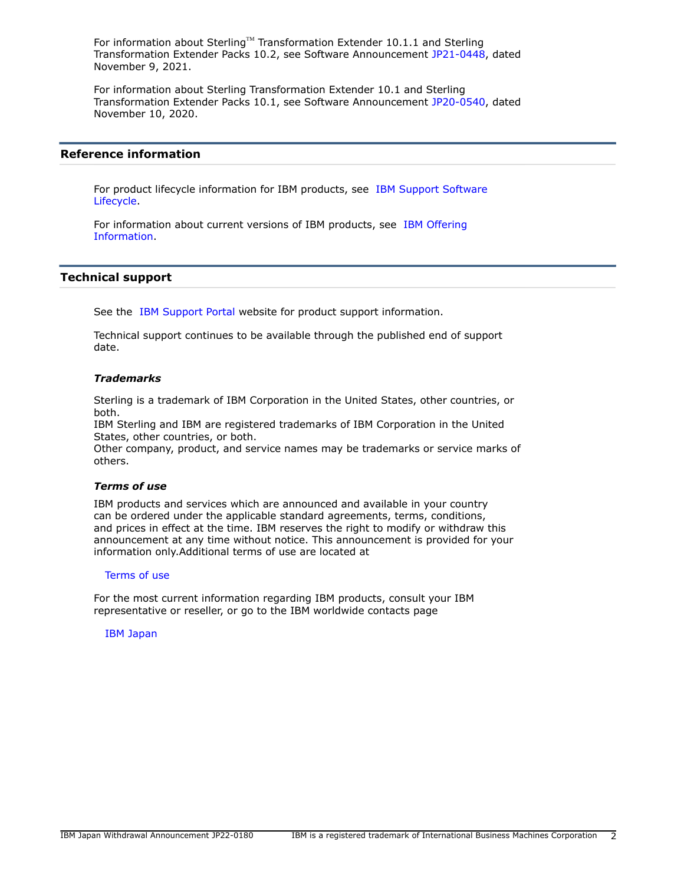For information about Sterling™ Transformation Extender 10.1.1 and Sterling Transformation Extender Packs 10.2, see Software Announcement JP21-0448, dated November 9, 2021.

For information about Sterling Transformation Extender 10.1 and Sterling Transformation Extender Packs 10.1, see Software Announcement JP20-0540, dated November 10, 2020.

## Reference information

For product lifecycle information for IBM products, see IBM Support Software Lifecycle.

For information about current versions of IBM products, see IBM Offering Information.

## Technical support

See the IBM Support Portal website for product support information.

Technical support continues to be available through the published end of support date.

### *Trademarks*

Sterling is a trademark of IBM Corporation in the United States, other countries, or both.
IBM Sterling and IBM are registered trademarks of IBM Corporation in the United States, other countries, or both.
Other company, product, and service names may be trademarks or service marks of others.

### *Terms of use*

IBM products and services which are announced and available in your country can be ordered under the applicable standard agreements, terms, conditions, and prices in effect at the time. IBM reserves the right to modify or withdraw this announcement at any time without notice. This announcement is provided for your information only.Additional terms of use are located at

Terms of use

For the most current information regarding IBM products, consult your IBM representative or reseller, or go to the IBM worldwide contacts page

IBM Japan